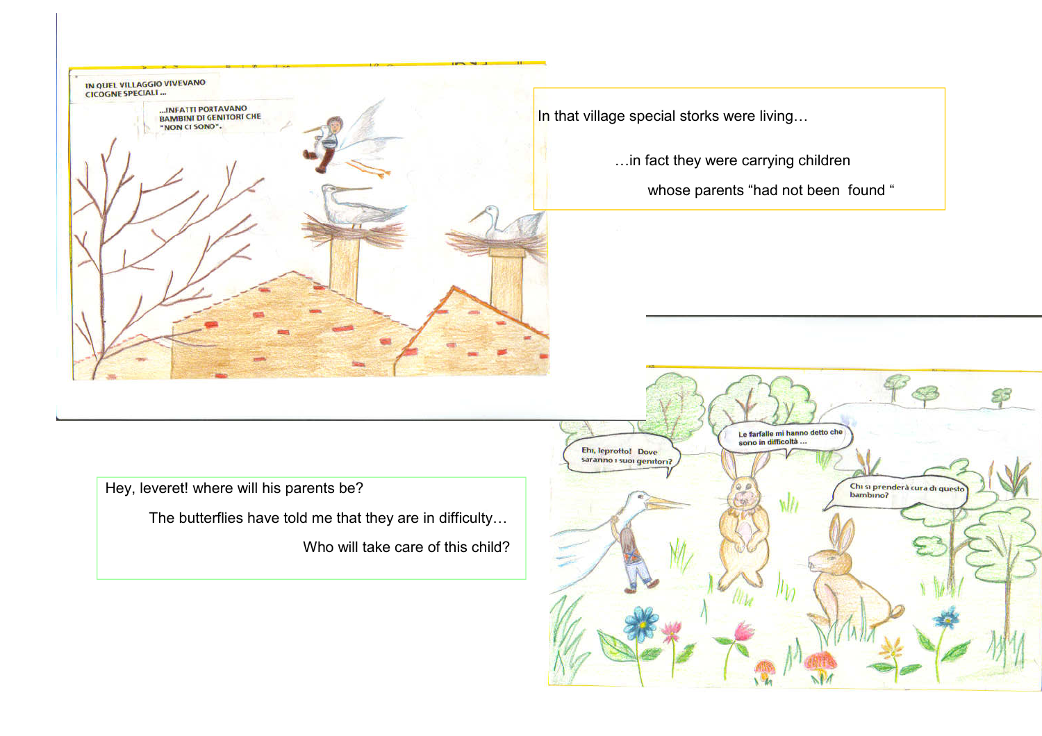IN QUEL VILLAGGIO VIVEVANO CICOGNE SPECIALI ...

...INFATTI PORTAVANO BAMBINI DI GENITORI CHE "NON CI SONO".

In that village special storks were living…

…in fact they were carrying children

whose parents "had not been found "

Ehi, leprotto! Dove saranno i suoi genitori?

Le farfalle mi hanno detto che sono in difficoltà ...

Chi si prenderà cura di questo bambino?

Hey, leveret! where will his parents be?

The butterflies have told me that they are in difficulty…

Who will take care of this child?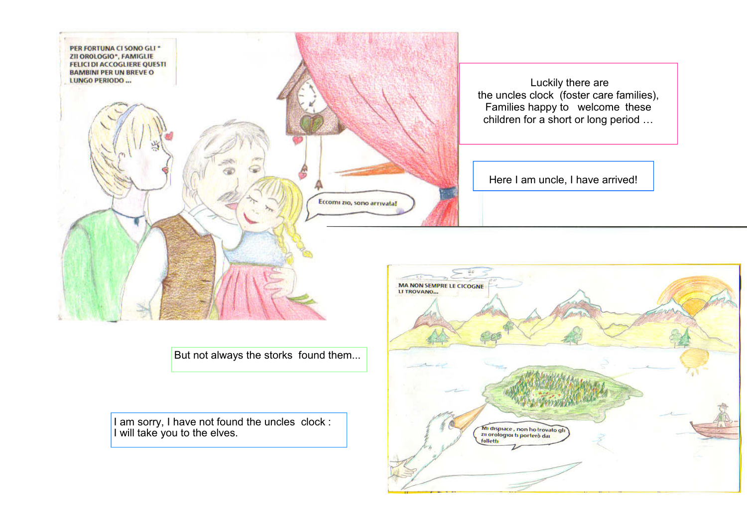PER FORTUNA CI SONO GLI " ZII OROLOGIO", FAMIGLIE FELICI DI ACCOGLIERE QUESTI BAMBINI PER UN BREVE O LUNGO PERIODO ...

Eccomi zio, sono arrivata!

Luckily there are
the uncles clock (foster care families),
Families happy to welcome these
children for a short or long period …

Here I am uncle, I have arrived!

MA NON SEMPRE LE CICOGNE LI TROVANO...

Mi dispiace, non ho trovato gli zii orologio: ti porterò dai folletti

But not always the storks found them...

I am sorry, I have not found the uncles clock :
I will take you to the elves.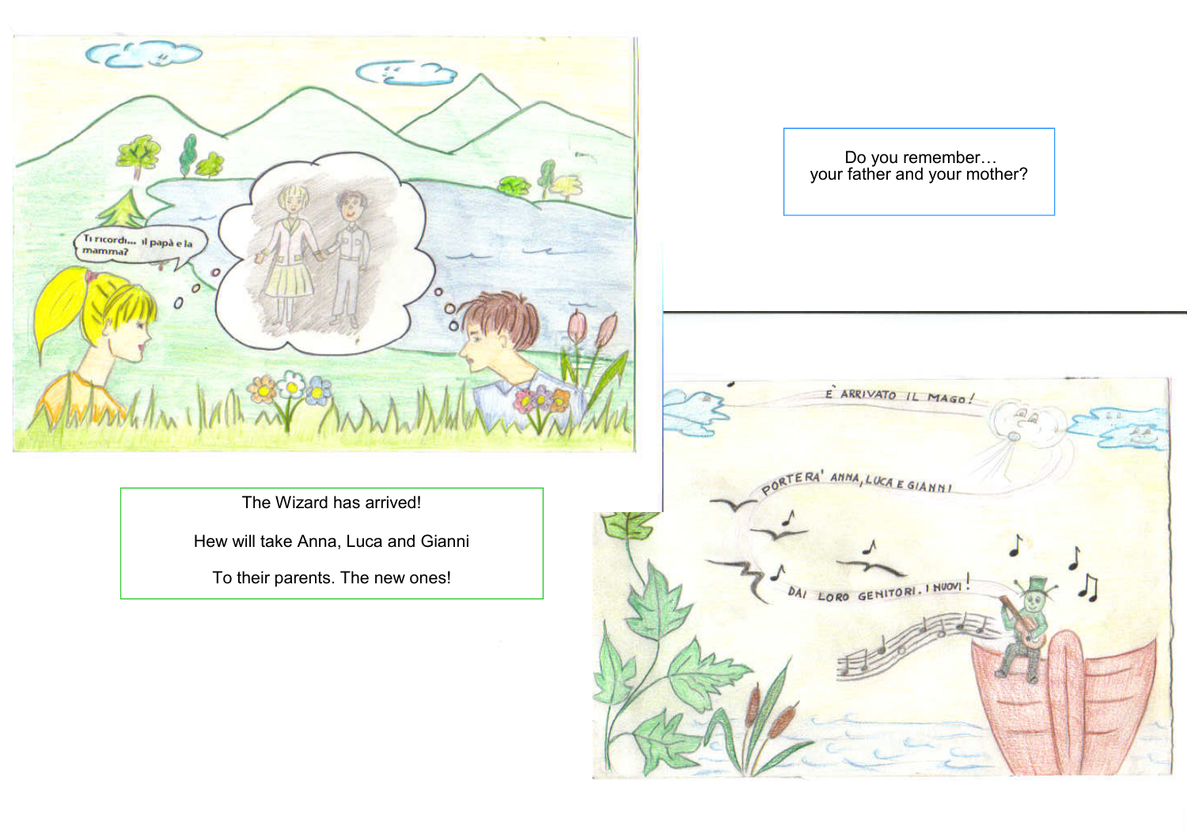Do you remember…
your father and your mother?

The Wizard has arrived!

Hew will take Anna, Luca and Gianni

To their parents. The new ones!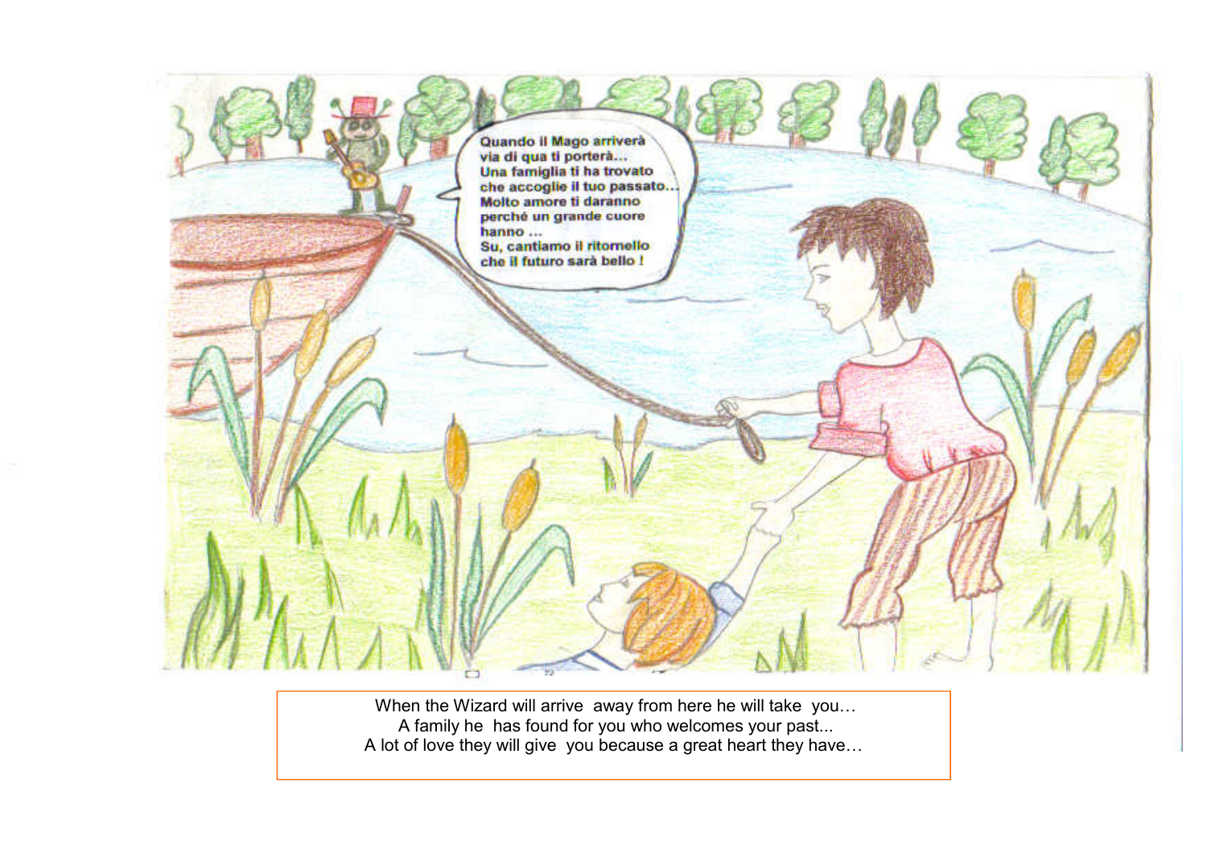Quando il Mago arriverà
via di qua ti porterà...
Una famiglia ti ha trovato
che accoglie il tuo passato...
Molto amore ti daranno
perché un grande cuore
hanno ...
Su, cantiamo il ritornello
che il futuro sarà bello !

When the Wizard will arrive away from here he will take you…
A family he has found for you who welcomes your past...
A lot of love they will give you because a great heart they have…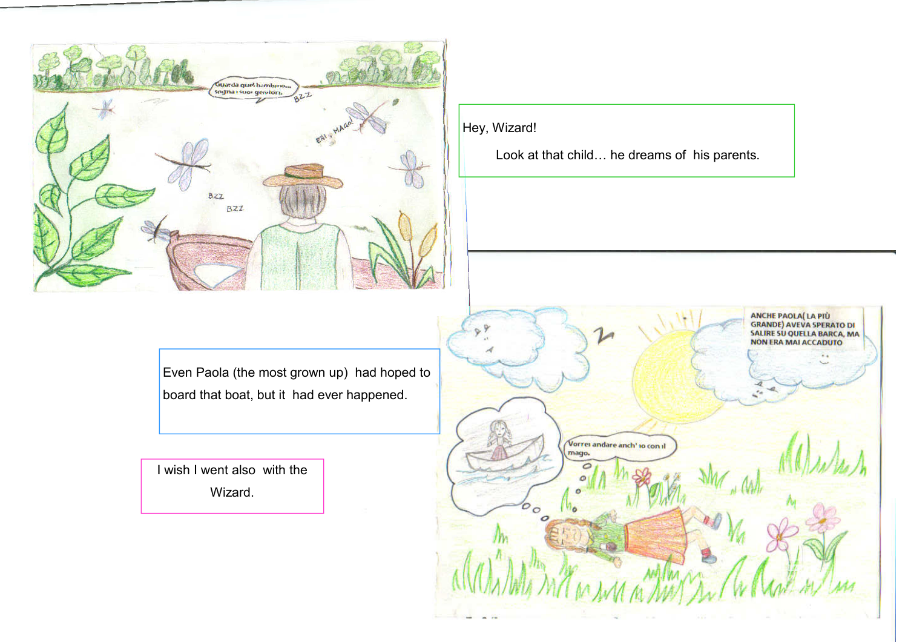Hey, Wizard!

Look at that child… he dreams of his parents.

Even Paola (the most grown up) had hoped to board that boat, but it had ever happened.

I wish I went also with the Wizard.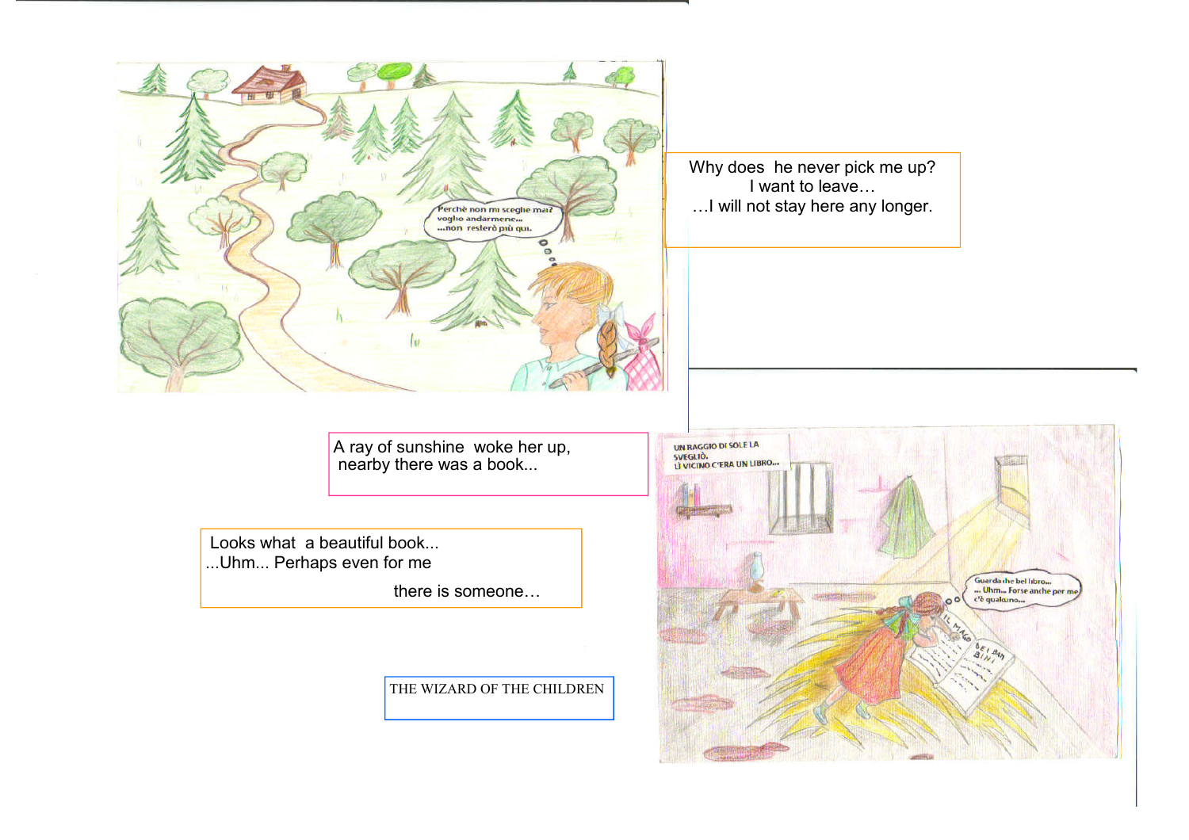Why does he never pick me up?
I want to leave…
…I will not stay here any longer.

A ray of sunshine woke her up,
nearby there was a book...

Looks what a beautiful book...
...Uhm... Perhaps even for me
there is someone…

THE WIZARD OF THE CHILDREN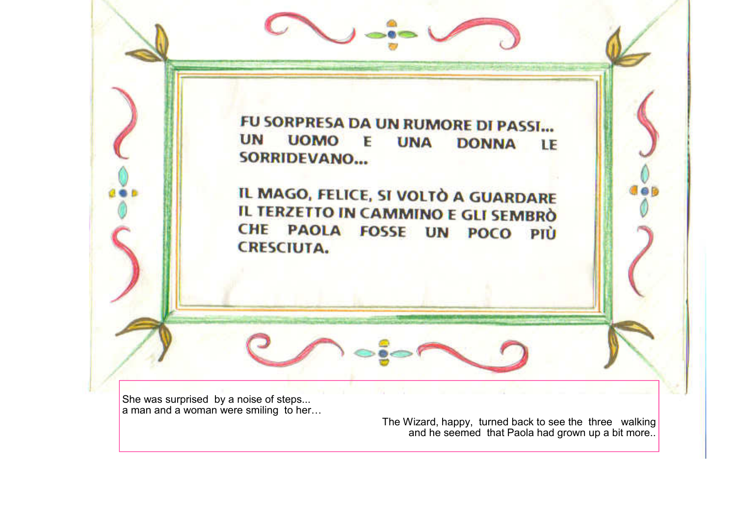FU SORPRESA DA UN RUMORE DI PASSI...
UN UOMO E UNA DONNA LE SORRIDEVANO...

IL MAGO, FELICE, SI VOLTÒ A GUARDARE IL TERZETTO IN CAMMINO E GLI SEMBRÒ CHE PAOLA FOSSE UN POCO PIÙ CRESCIUTA.

She was surprised by a noise of steps...
a man and a woman were smiling to her…

The Wizard, happy, turned back to see the three walking and he seemed that Paola had grown up a bit more..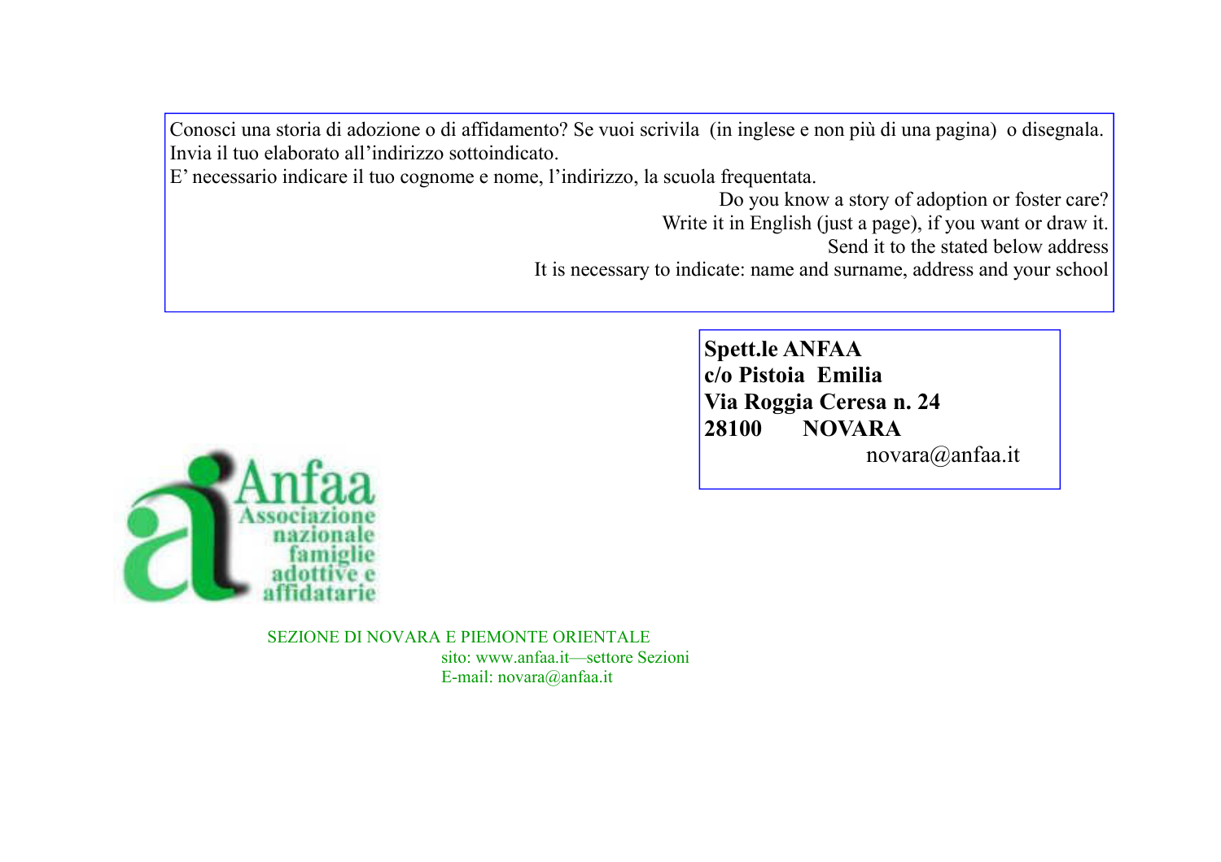Conosci una storia di adozione o di affidamento? Se vuoi scrivila (in inglese e non più di una pagina) o disegnala.
Invia il tuo elaborato all'indirizzo sottoindicato.
E' necessario indicare il tuo cognome e nome, l'indirizzo, la scuola frequentata.

Do you know a story of adoption or foster care?
Write it in English (just a page), if you want or draw it.
Send it to the stated below address
It is necessary to indicate: name and surname, address and your school

**Spett.le ANFAA**
**c/o Pistoia Emilia**
**Via Roggia Ceresa n. 24**
**28100 NOVARA**
novara@anfaa.it

Anfaa
Associazione nazionale famiglie adottive e affidatarie

SEZIONE DI NOVARA E PIEMONTE ORIENTALE
sito: www.anfaa.it—settore Sezioni
E-mail: novara@anfaa.it